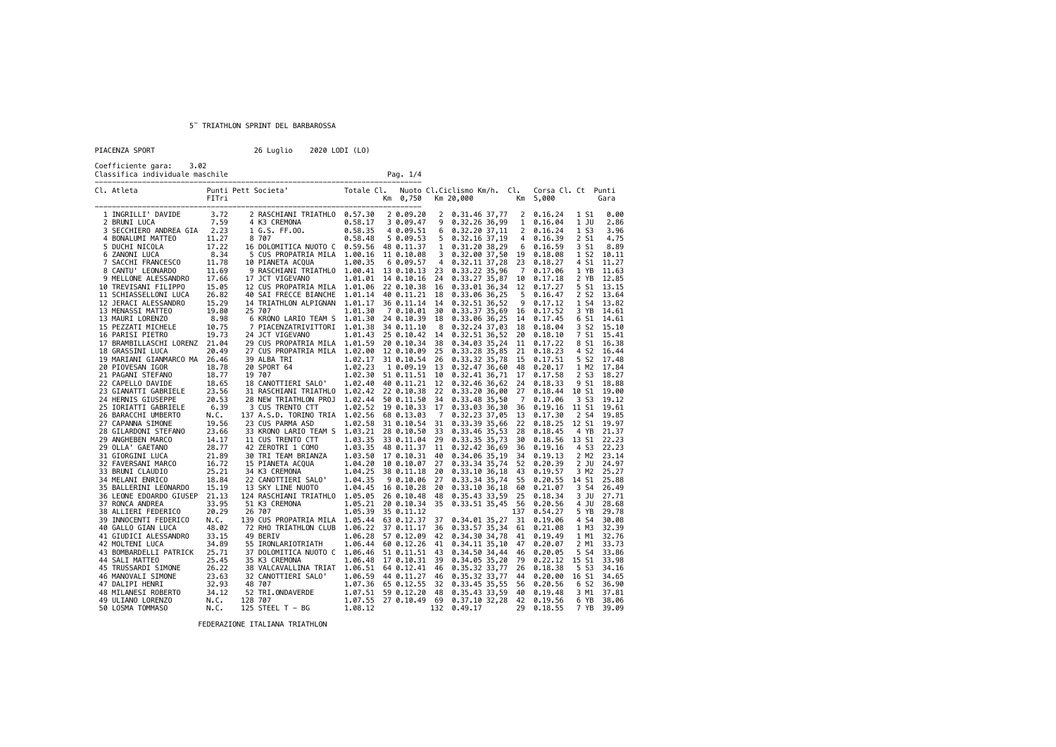# 5¯ TRIATHLON SPRINT DEL BARBAROSSA

PIACENZA SPORT — 26 Luglio 2020 LODI (LO)

Coefficiente gara: 3.02

Classifica individuale maschile

| Cl. | Atleta | Punti FITri | Pett | Societa' | Totale | Cl. | Nuoto Km 0,750 | Cl. | Ciclismo Km 20,000 | Km/h. | Cl. | Corsa Km 5,000 | Cl. | Ct | Punti Gara |
|---|---|---|---|---|---|---|---|---|---|---|---|---|---|---|---|
| 1 | INGRILLI' DAVIDE | 3.72 | 2 | RASCHIANI TRIATHLO | 0.57.30 | 2 | 0.09.20 | 2 | 0.31.46 | 37,77 | 2 | 0.16.24 | 1 | S1 | 0.00 |
| 2 | BRUNI LUCA | 7.59 | 4 | K3 CREMONA | 0.58.17 | 3 | 0.09.47 | 9 | 0.32.26 | 36,99 | 1 | 0.16.04 | 1 | JU | 2.86 |
| 3 | SECCHIERO ANDREA GIA | 2.23 | 1 | G.S. FF.OO. | 0.58.35 | 4 | 0.09.51 | 6 | 0.32.20 | 37,11 | 2 | 0.16.24 | 1 | S3 | 3.96 |
| 4 | BONALUMI MATTEO | 11.27 | 8 | 707 | 0.58.48 | 5 | 0.09.53 | 5 | 0.32.16 | 37,19 | 4 | 0.16.39 | 2 | S1 | 4.75 |
| 5 | DUCHI NICOLA | 17.22 | 16 | DOLOMITICA NUOTO C | 0.59.56 | 48 | 0.11.37 | 1 | 0.31.20 | 38,29 | 6 | 0.16.59 | 3 | S1 | 8.89 |
| 6 | ZANONI LUCA | 8.34 | 5 | CUS PROPATRIA MILA | 1.00.16 | 11 | 0.10.08 | 3 | 0.32.00 | 37,50 | 19 | 0.18.08 | 1 | S2 | 10.11 |
| 7 | SACCHI FRANCESCO | 11.78 | 10 | PIANETA ACQUA | 1.00.35 | 6 | 0.09.57 | 4 | 0.32.11 | 37,28 | 23 | 0.18.27 | 4 | S1 | 11.27 |
| 8 | CANTU' LEONARDO | 11.69 | 9 | RASCHIANI TRIATHLO | 1.00.41 | 13 | 0.10.13 | 23 | 0.33.22 | 35,96 | 7 | 0.17.06 | 1 | YB | 11.63 |
| 9 | MELLONE ALESSANDRO | 17.66 | 17 | JCT VIGEVANO | 1.01.01 | 14 | 0.10.16 | 24 | 0.33.27 | 35,87 | 10 | 0.17.18 | 2 | YB | 12.85 |
| 10 | TREVISANI FILIPPO | 15.05 | 12 | CUS PROPATRIA MILA | 1.01.06 | 22 | 0.10.38 | 16 | 0.33.01 | 36,34 | 12 | 0.17.27 | 5 | S1 | 13.15 |
| 11 | SCHIASSELLONI LUCA | 26.82 | 40 | SAI FRECCE BIANCHE | 1.01.14 | 40 | 0.11.21 | 18 | 0.33.06 | 36,25 | 5 | 0.16.47 | 2 | S2 | 13.64 |
| 12 | JERACI ALESSANDRO | 15.29 | 14 | TRIATHLON ALPIGNAN | 1.01.17 | 36 | 0.11.14 | 14 | 0.32.51 | 36,52 | 9 | 0.17.12 | 1 | S4 | 13.82 |
| 13 | MENASSI MATTEO | 19.80 | 25 | 707 | 1.01.30 | 7 | 0.10.01 | 30 | 0.33.37 | 35,69 | 16 | 0.17.52 | 3 | YB | 14.61 |
| 13 | MAURI LORENZO | 8.98 | 6 | KRONO LARIO TEAM S | 1.01.30 | 24 | 0.10.39 | 18 | 0.33.06 | 36,25 | 14 | 0.17.45 | 6 | S1 | 14.61 |
| 15 | PEZZATI MICHELE | 10.75 | 7 | PIACENZATRIVITTORI | 1.01.38 | 34 | 0.11.10 | 8 | 0.32.24 | 37,03 | 18 | 0.18.04 | 3 | S2 | 15.10 |
| 16 | PARISI PIETRO | 19.73 | 24 | JCT VIGEVANO | 1.01.43 | 25 | 0.10.42 | 14 | 0.32.51 | 36,52 | 20 | 0.18.10 | 7 | S1 | 15.41 |
| 17 | BRAMBILLASCHI LORENZ | 21.04 | 29 | CUS PROPATRIA MILA | 1.01.59 | 20 | 0.10.34 | 38 | 0.34.03 | 35,24 | 11 | 0.17.22 | 8 | S1 | 16.38 |
| 18 | GRASSINI LUCA | 20.49 | 27 | CUS PROPATRIA MILA | 1.02.00 | 12 | 0.10.09 | 25 | 0.33.28 | 35,85 | 21 | 0.18.23 | 4 | S2 | 16.44 |
| 19 | MARIANI GIANMARCO MA | 26.46 | 39 | ALBA TRI | 1.02.17 | 31 | 0.10.54 | 26 | 0.33.32 | 35,78 | 15 | 0.17.51 | 5 | S2 | 17.48 |
| 20 | PIOVESAN IGOR | 18.78 | 20 | SPORT 64 | 1.02.23 | 1 | 0.09.19 | 13 | 0.32.47 | 36,60 | 48 | 0.20.17 | 1 | M2 | 17.84 |
| 21 | PAGANI STEFANO | 18.77 | 19 | 707 | 1.02.30 | 51 | 0.11.51 | 10 | 0.32.41 | 36,71 | 17 | 0.17.58 | 2 | S3 | 18.27 |
| 22 | CAPELLO DAVIDE | 18.65 | 18 | CANOTTIERI SALO' | 1.02.40 | 40 | 0.11.21 | 12 | 0.32.46 | 36,62 | 24 | 0.18.33 | 9 | S1 | 18.88 |
| 23 | GIANATTI GABRIELE | 23.56 | 31 | RASCHIANI TRIATHLO | 1.02.42 | 22 | 0.10.38 | 22 | 0.33.20 | 36,00 | 27 | 0.18.44 | 10 | S1 | 19.00 |
| 24 | HERNIS GIUSEPPE | 20.53 | 28 | NEW TRIATHLON PROJ | 1.02.44 | 50 | 0.11.50 | 34 | 0.33.48 | 35,50 | 7 | 0.17.06 | 3 | S3 | 19.12 |
| 25 | IORIATTI GABRIELE | 6.39 | 3 | CUS TRENTO CTT | 1.02.52 | 19 | 0.10.33 | 17 | 0.33.03 | 36,30 | 36 | 0.19.16 | 11 | S1 | 19.61 |
| 26 | BARACCHI UMBERTO | N.C. | 137 | A.S.D. TORINO TRIA | 1.02.56 | 68 | 0.13.03 | 7 | 0.32.23 | 37,05 | 13 | 0.17.30 | 2 | S4 | 19.85 |
| 27 | CAPANNA SIMONE | 19.56 | 23 | CUS PARMA ASD | 1.02.58 | 31 | 0.10.54 | 31 | 0.33.39 | 35,66 | 22 | 0.18.25 | 12 | S1 | 19.97 |
| 28 | GILARDONI STEFANO | 23.66 | 33 | KRONO LARIO TEAM S | 1.03.21 | 28 | 0.10.50 | 33 | 0.33.46 | 35,53 | 28 | 0.18.45 | 4 | YB | 21.37 |
| 29 | ANGHEBEN MARCO | 14.17 | 11 | CUS TRENTO CTT | 1.03.35 | 33 | 0.11.04 | 29 | 0.33.35 | 35,73 | 30 | 0.18.56 | 13 | S1 | 22.23 |
| 29 | OLLA' GAETANO | 28.77 | 42 | ZEROTRI 1 COMO | 1.03.35 | 48 | 0.11.37 | 11 | 0.32.42 | 36,69 | 36 | 0.19.16 | 4 | S3 | 22.23 |
| 31 | GIORGINI LUCA | 21.89 | 30 | TRI TEAM BRIANZA | 1.03.50 | 17 | 0.10.31 | 40 | 0.34.06 | 35,19 | 34 | 0.19.13 | 2 | M2 | 23.14 |
| 32 | FAVERSANI MARCO | 16.72 | 15 | PIANETA ACQUA | 1.04.20 | 10 | 0.10.07 | 27 | 0.33.34 | 35,74 | 52 | 0.20.39 | 2 | JU | 24.97 |
| 33 | BRUNI CLAUDIO | 25.21 | 34 | K3 CREMONA | 1.04.25 | 38 | 0.11.18 | 20 | 0.33.10 | 36,18 | 43 | 0.19.57 | 3 | M2 | 25.27 |
| 34 | MELANI ENRICO | 18.84 | 22 | CANOTTIERI SALO' | 1.04.35 | 9 | 0.10.06 | 27 | 0.33.34 | 35,74 | 55 | 0.20.55 | 14 | S1 | 25.88 |
| 35 | BALLERINI LEONARDO | 15.19 | 13 | SKY LINE NUOTO | 1.04.45 | 16 | 0.10.28 | 20 | 0.33.10 | 36,18 | 60 | 0.21.07 | 3 | S4 | 26.49 |
| 36 | LEONE EDOARDO GIUSEP | 21.13 | 124 | RASCHIANI TRIATHLO | 1.05.05 | 26 | 0.10.48 | 48 | 0.35.43 | 33,59 | 25 | 0.18.34 | 3 | JU | 27.71 |
| 37 | RONCA ANDREA | 33.95 | 51 | K3 CREMONA | 1.05.21 | 20 | 0.10.34 | 35 | 0.33.51 | 35,45 | 56 | 0.20.56 | 4 | JU | 28.68 |
| 38 | ALLIERI FEDERICO | 20.29 | 26 | 707 | 1.05.39 | 35 | 0.11.12 | | | | 137 | 0.54.27 | 5 | YB | 29.78 |
| 39 | INNOCENTI FEDERICO | N.C. | 139 | CUS PROPATRIA MILA | 1.05.44 | 63 | 0.12.37 | 37 | 0.34.01 | 35,27 | 31 | 0.19.06 | 4 | S4 | 30.08 |
| 40 | GALLO GIAN LUCA | 48.02 | 72 | RHO TRIATHLON CLUB | 1.06.22 | 37 | 0.11.17 | 36 | 0.33.57 | 35,34 | 61 | 0.21.08 | 1 | M3 | 32.39 |
| 41 | GIUDICI ALESSANDRO | 33.15 | 49 | BERIV | 1.06.28 | 57 | 0.12.09 | 42 | 0.34.30 | 34,78 | 41 | 0.19.49 | 1 | M1 | 32.76 |
| 42 | MOLTENI LUCA | 34.89 | 55 | IRONLARIOTRIATH | 1.06.44 | 60 | 0.12.26 | 41 | 0.34.11 | 35,10 | 47 | 0.20.07 | 2 | M1 | 33.73 |
| 43 | BOMBARDELLI PATRICK | 25.71 | 37 | DOLOMITICA NUOTO C | 1.06.46 | 51 | 0.11.51 | 43 | 0.34.50 | 34,44 | 46 | 0.20.05 | 5 | S4 | 33.86 |
| 44 | SALI MATTEO | 25.45 | 35 | K3 CREMONA | 1.06.48 | 17 | 0.10.31 | 39 | 0.34.05 | 35,20 | 79 | 0.22.12 | 15 | S1 | 33.98 |
| 45 | TRUSSARDI SIMONE | 26.22 | 38 | VALCAVALLINA TRIAT | 1.06.51 | 64 | 0.12.41 | 46 | 0.35.32 | 33,77 | 26 | 0.18.38 | 5 | S3 | 34.16 |
| 46 | MANOVALI SIMONE | 23.63 | 32 | CANOTTIERI SALO' | 1.06.59 | 44 | 0.11.27 | 46 | 0.35.32 | 33,77 | 44 | 0.20.00 | 16 | S1 | 34.65 |
| 47 | DALIPI HENRI | 32.93 | 48 | 707 | 1.07.36 | 65 | 0.12.55 | 32 | 0.33.45 | 35,55 | 56 | 0.20.56 | 6 | S2 | 36.90 |
| 48 | MILANESI ROBERTO | 34.12 | 52 | TRI.ONDAVERDE | 1.07.51 | 59 | 0.12.20 | 48 | 0.35.43 | 33,59 | 40 | 0.19.48 | 3 | M1 | 37.81 |
| 49 | ULIANO LORENZO | N.C. | 128 | 707 | 1.07.55 | 27 | 0.10.49 | 69 | 0.37.10 | 32,28 | 42 | 0.19.56 | 6 | YB | 38.06 |
| 50 | LOSMA TOMMASO | N.C. | 125 | STEEL T - BG | 1.08.12 | | | 132 | 0.49.17 | | 29 | 0.18.55 | 7 | YB | 39.09 |

FEDERAZIONE ITALIANA TRIATHLON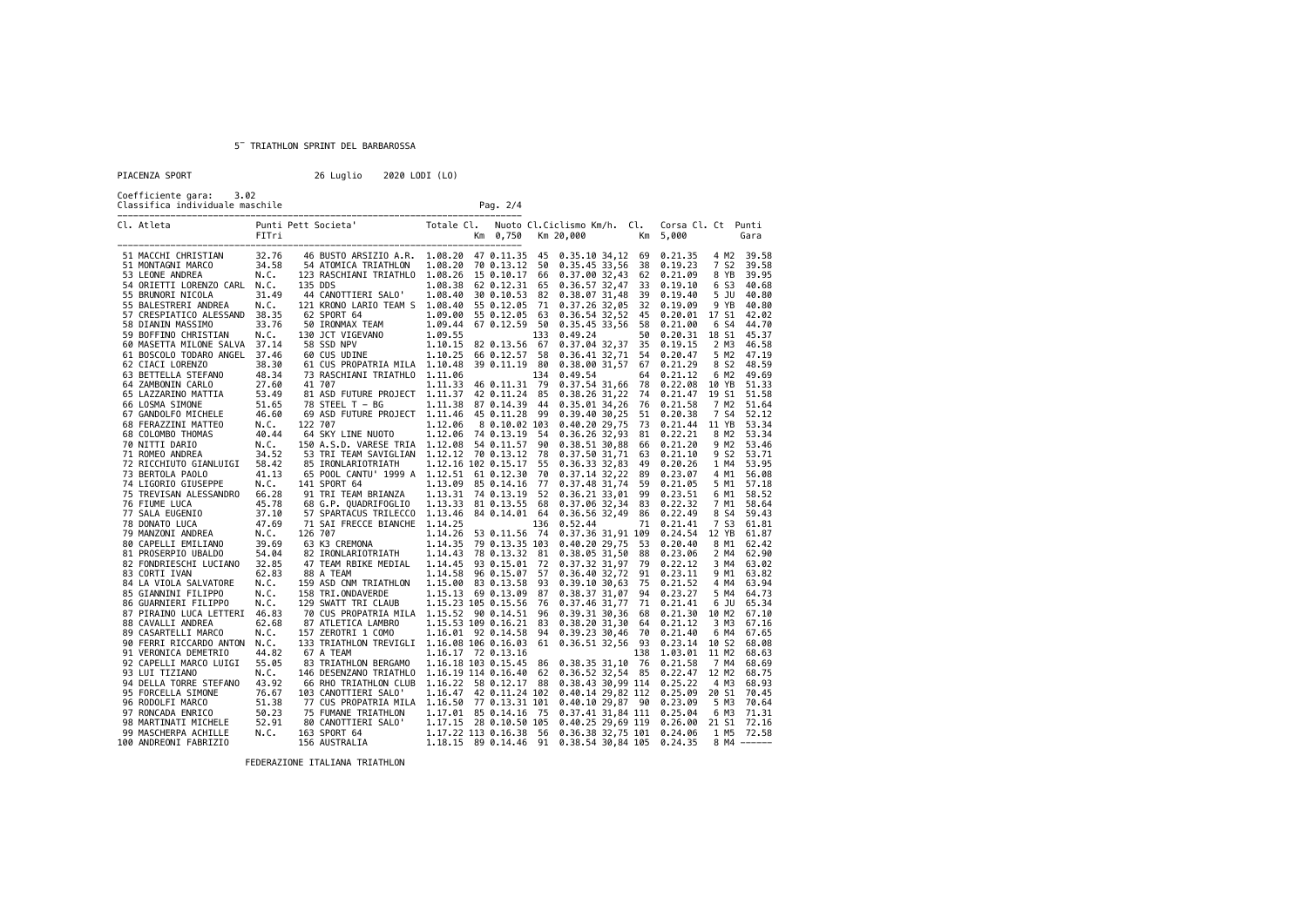5° TRIATHLON SPRINT DEL BARBAROSSA

PIACENZA SPORT 26 Luglio 2020 LODI (LO)

Coefficiente gara: 3.02
Classifica individuale maschile

| Cl. | Atleta | Punti FITri | Pett | Societa' | Totale | Cl. | Nuoto Km 0,750 | Cl. | Ciclismo Km 20,000 | Km/h. | Cl. | Corsa Km 5,000 | Cl. | Ct | Punti Gara |
|---|---|---|---|---|---|---|---|---|---|---|---|---|---|---|---|
| 51 | MACCHI CHRISTIAN | 32.76 | 46 | BUSTO ARSIZIO A.R. | 1.08.20 | 47 | 0.11.35 | 45 | 0.35.10 | 34,12 | 69 | 0.21.35 | 4 | M2 | 39.58 |
| 51 | MONTAGNI MARCO | 34.58 | 54 | ATOMICA TRIATHLON | 1.08.20 | 70 | 0.13.12 | 50 | 0.35.45 | 33,56 | 38 | 0.19.23 | 7 | S2 | 39.58 |
| 53 | LEONE ANDREA | N.C. | 123 | RASCHIANI TRIATHLO | 1.08.26 | 15 | 0.10.17 | 66 | 0.37.00 | 32,43 | 62 | 0.21.09 | 8 | YB | 39.95 |
| 54 | ORIETTI LORENZO CARL | N.C. | 135 | DDS | 1.08.38 | 62 | 0.12.31 | 65 | 0.36.57 | 32,47 | 33 | 0.19.10 | 6 | S3 | 40.68 |
| 55 | BRUNORI NICOLA | 31.49 | 44 | CANOTTIERI SALO' | 1.08.40 | 30 | 0.10.53 | 82 | 0.38.07 | 31,48 | 39 | 0.19.40 | 5 | JU | 40.80 |
| 55 | BALESTRERI ANDREA | N.C. | 121 | KRONO LARIO TEAM S | 1.08.40 | 55 | 0.12.05 | 71 | 0.37.26 | 32,05 | 32 | 0.19.09 | 9 | YB | 40.80 |
| 57 | CRESPIATICO ALESSAND | 38.35 | 62 | SPORT 64 | 1.09.00 | 55 | 0.12.05 | 63 | 0.36.54 | 32,52 | 45 | 0.20.01 | 17 | S1 | 42.02 |
| 58 | DIANIN MASSIMO | 33.76 | 50 | IRONMAX TEAM | 1.09.44 | 67 | 0.12.59 | 50 | 0.35.45 | 33,56 | 58 | 0.21.00 | 6 | S4 | 44.70 |
| 59 | BOFFINO CHRISTIAN | N.C. | 130 | JCT VIGEVANO | 1.09.55 | | | 133 | 0.49.24 | | 50 | 0.20.31 | 18 | S1 | 45.37 |
| 60 | MASETTA MILONE SALVA | 37.14 | 58 | SSD NPV | 1.10.15 | 82 | 0.13.56 | 67 | 0.37.04 | 32,37 | 35 | 0.19.15 | 2 | M3 | 46.58 |
| 61 | BOSCOLO TODARO ANGEL | 37.46 | 60 | CUS UDINE | 1.10.25 | 66 | 0.12.57 | 58 | 0.36.41 | 32,71 | 54 | 0.20.47 | 5 | M2 | 47.19 |
| 62 | CIACI LORENZO | 38.30 | 61 | CUS PROPATRIA MILA | 1.10.48 | 39 | 0.11.19 | 80 | 0.38.00 | 31,57 | 67 | 0.21.29 | 8 | S2 | 48.59 |
| 63 | BETTELLA STEFANO | 48.34 | 73 | RASCHIANI TRIATHLO | 1.11.06 | | | 134 | 0.49.54 | | 64 | 0.21.12 | 6 | M2 | 49.69 |
| 64 | ZAMBONIN CARLO | 27.60 | 41 | 707 | 1.11.33 | 46 | 0.11.31 | 79 | 0.37.54 | 31,66 | 78 | 0.22.08 | 10 | YB | 51.33 |
| 65 | LAZZARINO MATTIA | 53.49 | 81 | ASD FUTURE PROJECT | 1.11.37 | 42 | 0.11.24 | 85 | 0.38.26 | 31,22 | 74 | 0.21.47 | 19 | S1 | 51.58 |
| 66 | LOSMA SIMONE | 51.65 | 78 | STEEL T - BG | 1.11.38 | 87 | 0.14.39 | 44 | 0.35.01 | 34,26 | 76 | 0.21.58 | 7 | M2 | 51.64 |
| 67 | GANDOLFO MICHELE | 46.60 | 69 | ASD FUTURE PROJECT | 1.11.46 | 45 | 0.11.28 | 99 | 0.39.40 | 30,25 | 51 | 0.20.38 | 7 | S4 | 52.12 |
| 68 | FERAZZINI MATTEO | N.C. | 122 | 707 | 1.12.06 | 8 | 0.10.02 | 103 | 0.40.20 | 29,75 | 73 | 0.21.44 | 11 | YB | 53.34 |
| 68 | COLOMBO THOMAS | 40.44 | 64 | SKY LINE NUOTO | 1.12.06 | 74 | 0.13.19 | 54 | 0.36.26 | 32,93 | 81 | 0.22.21 | 8 | M2 | 53.34 |
| 70 | NITTI DARIO | N.C. | 150 | A.S.D. VARESE TRIA | 1.12.08 | 54 | 0.11.57 | 90 | 0.38.51 | 30,88 | 66 | 0.21.20 | 9 | M2 | 53.46 |
| 71 | ROMEO ANDREA | 34.52 | 53 | TRI TEAM SAVIGLIAN | 1.12.12 | 70 | 0.13.12 | 78 | 0.37.50 | 31,71 | 63 | 0.21.10 | 9 | S2 | 53.71 |
| 72 | RICCHIUTO GIANLUIGI | 58.42 | 85 | IRONLARIOTRIATH | 1.12.16 | 102 | 0.15.17 | 55 | 0.36.33 | 32,83 | 49 | 0.20.26 | 1 | M4 | 53.95 |
| 73 | BERTOLA PAOLO | 41.13 | 65 | POOL CANTU' 1999 A | 1.12.51 | 61 | 0.12.30 | 70 | 0.37.14 | 32,22 | 89 | 0.23.07 | 4 | M1 | 56.08 |
| 74 | LIGORIO GIUSEPPE | N.C. | 141 | SPORT 64 | 1.13.09 | 85 | 0.14.16 | 77 | 0.37.48 | 31,74 | 59 | 0.21.05 | 5 | M1 | 57.18 |
| 75 | TREVISAN ALESSANDRO | 66.28 | 91 | TRI TEAM BRIANZA | 1.13.31 | 74 | 0.13.19 | 52 | 0.36.21 | 33,01 | 99 | 0.23.51 | 6 | M1 | 58.52 |
| 76 | FIUME LUCA | 45.78 | 68 | G.P. QUADRIFOGLIO | 1.13.33 | 81 | 0.13.55 | 68 | 0.37.06 | 32,34 | 83 | 0.22.32 | 7 | M1 | 58.64 |
| 77 | SALA EUGENIO | 37.10 | 57 | SPARTACUS TRILECCO | 1.13.46 | 84 | 0.14.01 | 64 | 0.36.56 | 32,49 | 86 | 0.22.49 | 8 | S4 | 59.43 |
| 78 | DONATO LUCA | 47.69 | 71 | SAI FRECCE BIANCHE | 1.14.25 | | | 136 | 0.52.44 | | 71 | 0.21.41 | 7 | S3 | 61.81 |
| 79 | MANZONI ANDREA | N.C. | 126 | 707 | 1.14.26 | 53 | 0.11.56 | 74 | 0.37.36 | 31,91 | 109 | 0.24.54 | 12 | YB | 61.87 |
| 80 | CAPELLI EMILIANO | 39.69 | 63 | K3 CREMONA | 1.14.35 | 79 | 0.13.35 | 103 | 0.40.20 | 29,75 | 53 | 0.20.40 | 8 | M1 | 62.42 |
| 81 | PROSERPIO UBALDO | 54.04 | 82 | IRONLARIOTRIATH | 1.14.43 | 78 | 0.13.32 | 81 | 0.38.05 | 31,50 | 88 | 0.23.06 | 2 | M4 | 62.90 |
| 82 | FONDRIESCHI LUCIANO | 32.85 | 47 | TEAM RBIKE MEDIAL | 1.14.45 | 93 | 0.15.01 | 72 | 0.37.32 | 31,97 | 79 | 0.22.12 | 3 | M4 | 63.02 |
| 83 | CORTI IVAN | 62.83 | 88 | A TEAM | 1.14.58 | 96 | 0.15.07 | 57 | 0.36.40 | 32,72 | 91 | 0.23.11 | 9 | M1 | 63.82 |
| 84 | LA VIOLA SALVATORE | N.C. | 159 | ASD CNM TRIATHLON | 1.15.00 | 83 | 0.13.58 | 93 | 0.39.10 | 30,63 | 75 | 0.21.52 | 4 | M4 | 63.94 |
| 85 | GIANNINI FILIPPO | N.C. | 158 | TRI.ONDAVERDE | 1.15.13 | 69 | 0.13.09 | 87 | 0.38.37 | 31,07 | 94 | 0.23.27 | 5 | M4 | 64.73 |
| 86 | GUARNIERI FILIPPO | N.C. | 129 | SWATT TRI CLAUB | 1.15.23 | 105 | 0.15.56 | 76 | 0.37.46 | 31,77 | 71 | 0.21.41 | 6 | JU | 65.34 |
| 87 | PIRAINO LUCA LETTERI | 46.83 | 70 | CUS PROPATRIA MILA | 1.15.52 | 90 | 0.14.51 | 96 | 0.39.31 | 30,36 | 68 | 0.21.30 | 10 | M2 | 67.10 |
| 88 | CAVALLI ANDREA | 62.68 | 87 | ATLETICA LAMBRO | 1.15.53 | 109 | 0.16.21 | 83 | 0.38.20 | 31,30 | 64 | 0.21.12 | 3 | M3 | 67.16 |
| 89 | CASARTELLI MARCO | N.C. | 157 | ZEROTRI 1 COMO | 1.16.01 | 92 | 0.14.58 | 94 | 0.39.23 | 30,46 | 70 | 0.21.40 | 6 | M4 | 67.65 |
| 90 | FERRI RICCARDO ANTON | N.C. | 133 | TRIATHLON TREVIGLI | 1.16.08 | 106 | 0.16.03 | 61 | 0.36.51 | 32,56 | 93 | 0.23.14 | 10 | S2 | 68.08 |
| 91 | VERONICA DEMETRIO | 44.82 | 67 | A TEAM | 1.16.17 | 72 | 0.13.16 | | | | 138 | 1.03.01 | 11 | M2 | 68.63 |
| 92 | CAPELLI MARCO LUIGI | 55.05 | 83 | TRIATHLON BERGAMO | 1.16.18 | 103 | 0.15.45 | 86 | 0.38.35 | 31,10 | 76 | 0.21.58 | 7 | M4 | 68.69 |
| 93 | LUI TIZIANO | N.C. | 146 | DESENZANO TRIATHLO | 1.16.19 | 114 | 0.16.40 | 62 | 0.36.52 | 32,54 | 85 | 0.22.47 | 12 | M2 | 68.75 |
| 94 | DELLA TORRE STEFANO | 43.92 | 66 | RHO TRIATHLON CLUB | 1.16.22 | 58 | 0.12.17 | 88 | 0.38.43 | 30,99 | 114 | 0.25.22 | 4 | M3 | 68.93 |
| 95 | FORCELLA SIMONE | 76.67 | 103 | CANOTTIERI SALO' | 1.16.47 | 42 | 0.11.24 | 102 | 0.40.14 | 29,82 | 112 | 0.25.09 | 20 | S1 | 70.45 |
| 96 | RODOLFI MARCO | 51.38 | 77 | CUS PROPATRIA MILA | 1.16.50 | 77 | 0.13.31 | 101 | 0.40.10 | 29,87 | 90 | 0.23.09 | 5 | M3 | 70.64 |
| 97 | RONCADA ENRICO | 50.23 | 75 | FUMANE TRIATHLON | 1.17.01 | 85 | 0.14.16 | 75 | 0.37.41 | 31,84 | 111 | 0.25.04 | 6 | M3 | 71.31 |
| 98 | MARTINATI MICHELE | 52.91 | 80 | CANOTTIERI SALO' | 1.17.15 | 28 | 0.10.50 | 105 | 0.40.25 | 29,69 | 119 | 0.26.00 | 21 | S1 | 72.16 |
| 99 | MASCHERPA ACHILLE | N.C. | 163 | SPORT 64 | 1.17.22 | 113 | 0.16.38 | 56 | 0.36.38 | 32,75 | 101 | 0.24.06 | 1 | M5 | 72.58 |
| 100 | ANDREONI FABRIZIO | | 156 | AUSTRALIA | 1.18.15 | 89 | 0.14.46 | 91 | 0.38.54 | 30,84 | 105 | 0.24.35 | 8 | M4 | ------ |

FEDERAZIONE ITALIANA TRIATHLON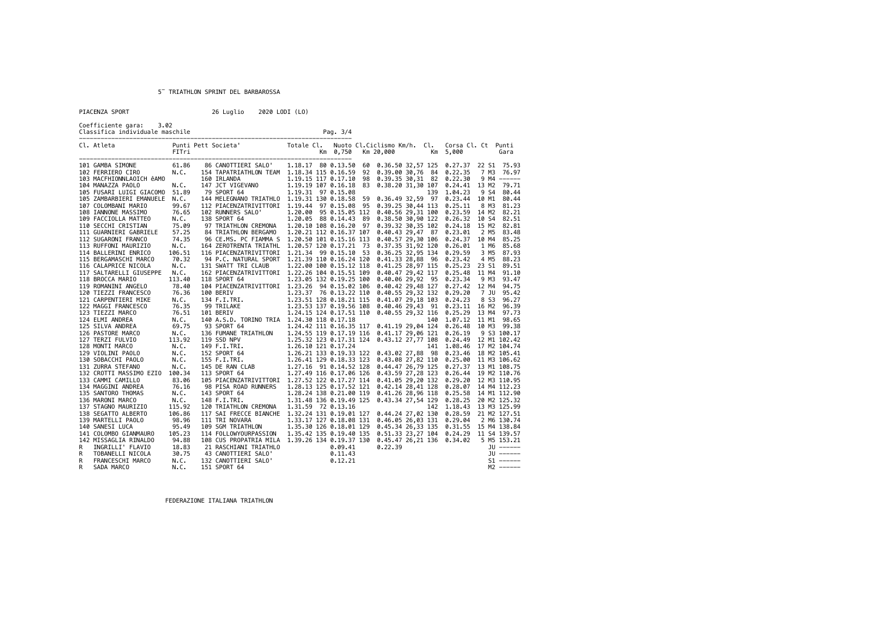5^ TRIATHLON SPRINT DEL BARBAROSSA

PIACENZA SPORT 26 Luglio 2020 LODI (LO)

Coefficiente gara: 3.02
Classifica individuale maschile

| Cl. | Atleta | Punti FITri | Pett | Societa' | Totale | Cl. | Nuoto Km 0,750 | Cl. | Ciclismo Km 20,000 | Km/h. | Cl. | Corsa Km 5,000 | Cl. | Ct | Punti Gara |
|---|---|---|---|---|---|---|---|---|---|---|---|---|---|---|---|
| 101 | GAMBA SIMONE | 61.86 | 86 | CANOTTIERI SALO' | 1.18.17 | 80 | 0.13.50 | 60 | 0.36.50 | 32,57 | 125 | 0.27.37 | 22 | S1 | 75.93 |
| 102 | FERRIERO CIRO | N.C. | 154 | TAPATRIATHLON TEAM | 1.18.34 | 115 | 0.16.59 | 92 | 0.39.00 | 30,76 | 84 | 0.22.35 | 7 | M3 | 76.97 |
| 103 | MACFHIONNLAOICH êAMO | | 160 | IRLANDA | 1.19.15 | 117 | 0.17.10 | 98 | 0.39.35 | 30,31 | 82 | 0.22.30 | 9 | M4 | ------ |
| 104 | MANAZZA PAOLO | N.C. | 147 | JCT VIGEVANO | 1.19.19 | 107 | 0.16.18 | 83 | 0.38.20 | 31,30 | 107 | 0.24.41 | 13 | M2 | 79.71 |
| 105 | FUSARI LUIGI GIACOMO | 51.89 | 79 | SPORT 64 | 1.19.31 | 97 | 0.15.08 | | | | 139 | 1.04.23 | 9 | S4 | 80.44 |
| 105 | ZAMBARBIERI EMANUELE | N.C. | 144 | MELEGNANO TRIATHLO | 1.19.31 | 130 | 0.18.58 | 59 | 0.36.49 | 32,59 | 97 | 0.23.44 | 10 | M1 | 80.44 |
| 107 | COLOMBANI MARIO | 99.67 | 112 | PIACENZATRIVITTORI | 1.19.44 | 97 | 0.15.08 | 95 | 0.39.25 | 30,44 | 113 | 0.25.11 | 8 | M3 | 81.23 |
| 108 | IANNONE MASSIMO | 76.65 | 102 | RUNNERS SALO' | 1.20.00 | 95 | 0.15.05 | 112 | 0.40.56 | 29,31 | 100 | 0.23.59 | 14 | M2 | 82.21 |
| 109 | FACCIOLLA MATTEO | N.C. | 138 | SPORT 64 | 1.20.05 | 88 | 0.14.43 | 89 | 0.38.50 | 30,90 | 122 | 0.26.32 | 10 | S4 | 82.51 |
| 110 | SECCHI CRISTIAN | 75.09 | 97 | TRIATHLON CREMONA | 1.20.10 | 108 | 0.16.20 | 97 | 0.39.32 | 30,35 | 102 | 0.24.18 | 15 | M2 | 82.81 |
| 111 | GUARNIERI GABRIELE | 57.25 | 84 | TRIATHLON BERGAMO | 1.20.21 | 112 | 0.16.37 | 107 | 0.40.43 | 29,47 | 87 | 0.23.01 | 2 | M5 | 83.48 |
| 112 | SUGARONI FRANCO | 74.35 | 96 | CE.MS. PC FIAMMA S | 1.20.50 | 101 | 0.15.16 | 113 | 0.40.57 | 29,30 | 106 | 0.24.37 | 10 | M4 | 85.25 |
| 113 | RUFFONI MAURIZIO | N.C. | 164 | ZEROTRENTA TRIATHL | 1.20.57 | 120 | 0.17.21 | 73 | 0.37.35 | 31,92 | 120 | 0.26.01 | 1 | M6 | 85.68 |
| 114 | BALLERINI ENRICO | 106.51 | 116 | PIACENZATRIVITTORI | 1.21.34 | 99 | 0.15.10 | 53 | 0.36.25 | 32,95 | 134 | 0.29.59 | 3 | M5 | 87.93 |
| 115 | BERGAMASCHI MARCO | 70.32 | 94 | P.C. NATURAL SPORT | 1.21.39 | 110 | 0.16.24 | 120 | 0.41.33 | 28,88 | 96 | 0.23.42 | 4 | M5 | 88.23 |
| 116 | CALAPRICE NICOLA | N.C. | 131 | SWATT TRI CLAUB | 1.22.00 | 100 | 0.15.12 | 118 | 0.41.25 | 28,97 | 115 | 0.25.23 | 23 | S1 | 89.51 |
| 117 | SALTARELLI GIUSEPPE | N.C. | 162 | PIACENZATRIVITTORI | 1.22.26 | 104 | 0.15.51 | 109 | 0.40.47 | 29,42 | 117 | 0.25.48 | 11 | M4 | 91.10 |
| 118 | BROCCA MARIO | 113.40 | 118 | SPORT 64 | 1.23.05 | 132 | 0.19.25 | 100 | 0.40.06 | 29,92 | 95 | 0.23.34 | 9 | M3 | 93.47 |
| 119 | ROMANINI ANGELO | 78.40 | 104 | PIACENZATRIVITTORI | 1.23.26 | 94 | 0.15.02 | 106 | 0.40.42 | 29,48 | 127 | 0.27.42 | 12 | M4 | 94.75 |
| 120 | TIEZZI FRANCESCO | 76.36 | 100 | BERIV | 1.23.37 | 76 | 0.13.22 | 110 | 0.40.55 | 29,32 | 132 | 0.29.20 | 7 | JU | 95.42 |
| 121 | CARPENTIERI MIKE | N.C. | 134 | F.I.TRI. | 1.23.51 | 128 | 0.18.21 | 115 | 0.41.07 | 29,18 | 103 | 0.24.23 | 8 | S3 | 96.27 |
| 122 | MAGGI FRANCESCO | 76.35 | 99 | TRILAKE | 1.23.53 | 137 | 0.19.56 | 108 | 0.40.46 | 29,43 | 91 | 0.23.11 | 16 | M2 | 96.39 |
| 123 | TIEZZI MARCO | 76.51 | 101 | BERIV | 1.24.15 | 124 | 0.17.51 | 110 | 0.40.55 | 29,32 | 116 | 0.25.29 | 13 | M4 | 97.73 |
| 124 | ELMI ANDREA | N.C. | 140 | A.S.D. TORINO TRIA | 1.24.30 | 118 | 0.17.18 | | | | 140 | 1.07.12 | 11 | M1 | 98.65 |
| 125 | SILVA ANDREA | 69.75 | 93 | SPORT 64 | 1.24.42 | 111 | 0.16.35 | 117 | 0.41.19 | 29,04 | 124 | 0.26.48 | 10 | M3 | 99.38 |
| 126 | PASTORE MARCO | N.C. | 136 | FUMANE TRIATHLON | 1.24.55 | 119 | 0.17.19 | 116 | 0.41.17 | 29,06 | 121 | 0.26.19 | 9 | S3 | 100.17 |
| 127 | TERZI FULVIO | 113.92 | 119 | SSD NPV | 1.25.32 | 123 | 0.17.31 | 124 | 0.43.12 | 27,77 | 108 | 0.24.49 | 12 | M1 | 102.42 |
| 128 | MONTI MARCO | N.C. | 149 | F.I.TRI. | 1.26.10 | 121 | 0.17.24 | | | | 141 | 1.08.46 | 17 | M2 | 104.74 |
| 129 | VIOLINI PAOLO | N.C. | 152 | SPORT 64 | 1.26.21 | 133 | 0.19.33 | 122 | 0.43.02 | 27,88 | 98 | 0.23.46 | 18 | M2 | 105.41 |
| 130 | SOBACCHI PAOLO | N.C. | 155 | F.I.TRI. | 1.26.41 | 129 | 0.18.33 | 123 | 0.43.08 | 27,82 | 110 | 0.25.00 | 11 | M3 | 106.62 |
| 131 | ZURRA STEFANO | N.C. | 145 | DE RAN CLAB | 1.27.16 | 91 | 0.14.52 | 128 | 0.44.47 | 26,79 | 125 | 0.27.37 | 13 | M1 | 108.75 |
| 132 | CROTTI MASSIMO EZIO | 100.34 | 113 | SPORT 64 | 1.27.49 | 116 | 0.17.06 | 126 | 0.43.59 | 27,28 | 123 | 0.26.44 | 19 | M2 | 110.76 |
| 133 | CAMMI CAMILLO | 83.06 | 105 | PIACENZATRIVITTORI | 1.27.52 | 122 | 0.17.27 | 114 | 0.41.05 | 29,20 | 132 | 0.29.20 | 12 | M3 | 110.95 |
| 134 | MAGGINI ANDREA | 76.16 | 98 | PISA ROAD RUNNERS | 1.28.13 | 125 | 0.17.52 | 121 | 0.42.14 | 28,41 | 128 | 0.28.07 | 14 | M4 | 112.23 |
| 135 | SANTORO THOMAS | N.C. | 143 | SPORT 64 | 1.28.24 | 138 | 0.21.00 | 119 | 0.41.26 | 28,96 | 118 | 0.25.58 | 14 | M1 | 112.90 |
| 136 | MARONI MARCO | N.C. | 148 | F.I.TRI. | 1.31.48 | 136 | 0.19.49 | 125 | 0.43.34 | 27,54 | 129 | 0.28.25 | 20 | M2 | 125.32 |
| 137 | STAGNO MAURIZIO | 115.92 | 120 | TRIATHLON CREMONA | 1.31.59 | 72 | 0.13.16 | | | | 142 | 1.18.43 | 13 | M3 | 125.99 |
| 138 | SEGATTO ALBERTO | 106.86 | 117 | SAI FRECCE BIANCHE | 1.32.24 | 131 | 0.19.01 | 127 | 0.44.24 | 27,02 | 130 | 0.28.59 | 21 | M2 | 127.51 |
| 139 | MARTELLI PAOLO | 98.96 | 111 | TRI NOVARA | 1.33.17 | 127 | 0.18.08 | 131 | 0.46.05 | 26,03 | 131 | 0.29.04 | 2 | M6 | 130.74 |
| 140 | SANESI LUCA | 95.49 | 109 | SGM TRIATHLON | 1.35.30 | 126 | 0.18.01 | 129 | 0.45.34 | 26,33 | 135 | 0.31.55 | 15 | M4 | 138.84 |
| 141 | COLOMBO GIANMAURO | 105.23 | 114 | FOLLOWYOURPASSION | 1.35.42 | 135 | 0.19.40 | 135 | 0.51.33 | 23,27 | 104 | 0.24.29 | 11 | S4 | 139.57 |
| 142 | MISSAGLIA RINALDO | 94.88 | 108 | CUS PROPATRIA MILA | 1.39.26 | 134 | 0.19.37 | 130 | 0.45.47 | 26,21 | 136 | 0.34.02 | 5 | M5 | 153.21 |
| R | INGRILLI' FLAVIO | 18.83 | 21 | RASCHIANI TRIATHLO | | | 0.09.41 | | 0.22.39 | | | | | JU | ------ |
| R | TOBANELLI NICOLA | 30.75 | 43 | CANOTTIERI SALO' | | | 0.11.43 | | | | | | | JU | ------ |
| R | FRANCESCHI MARCO | N.C. | 132 | CANOTTIERI SALO' | | | 0.12.21 | | | | | | | S1 | ------ |
| R | SADA MARCO | N.C. | 151 | SPORT 64 | | | | | | | | | | M2 | ------ |

FEDERAZIONE ITALIANA TRIATHLON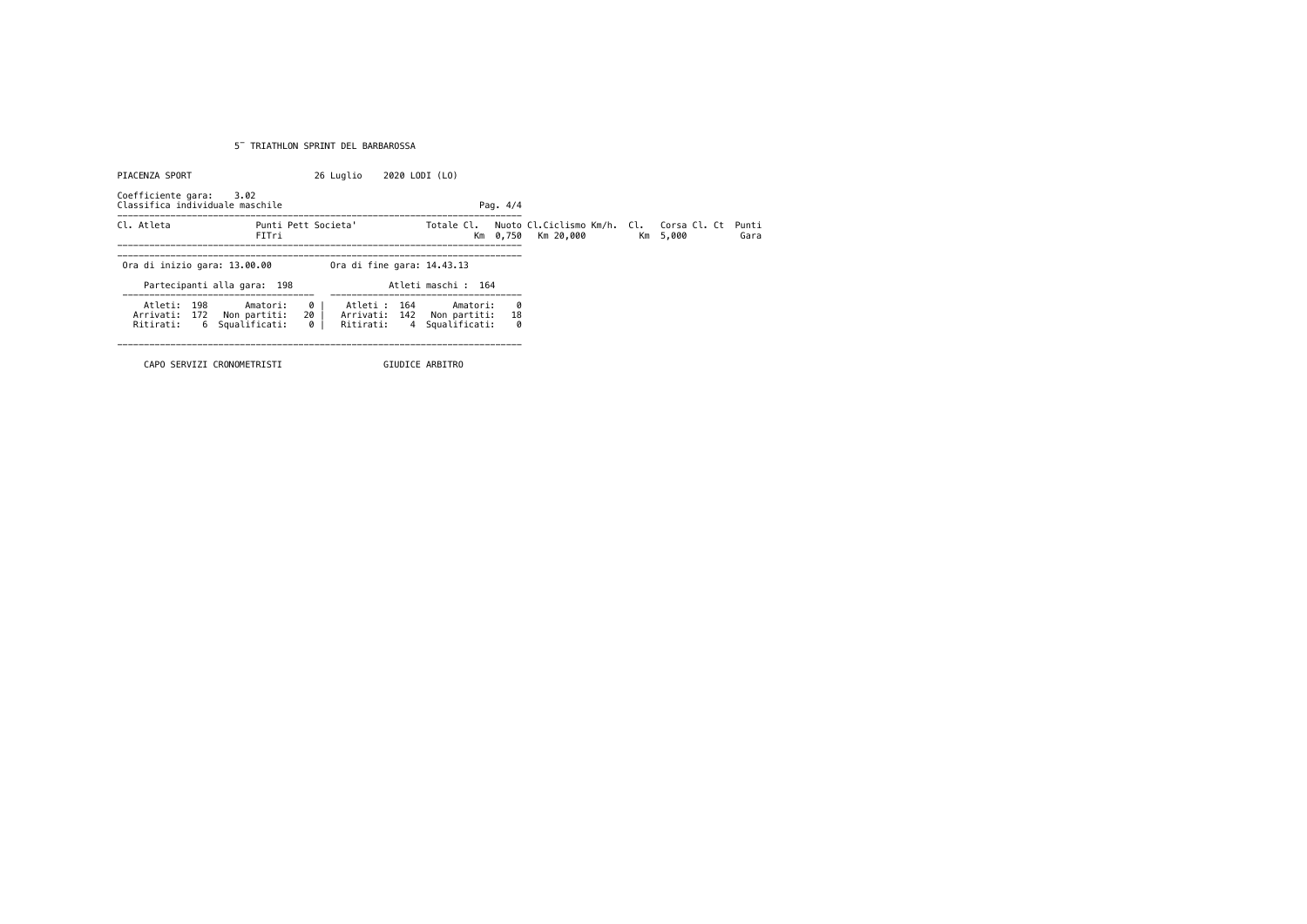5° TRIATHLON SPRINT DEL BARBAROSSA

PIACENZA SPORT 26 Luglio 2020 LODI (LO)

Coefficiente gara: 3.02

Classifica individuale maschile

| Cl. | Atleta | Punti FITri | Pett | Societa' | Totale | Cl. | Nuoto Km 0,750 | Cl. | Ciclismo Km 20,000 | Km/h. | Cl. | Corsa Km 5,000 | Cl. | Ct | Punti Gara |
|---|---|---|---|---|---|---|---|---|---|---|---|---|---|---|---|

Ora di inizio gara: 13.00.00 Ora di fine gara: 14.43.13

Partecipanti alla gara: 198 Atleti maschi : 164

| | | | |
|---|---|---|---|
| Atleti: 198 | Amatori: 0 | Atleti : 164 | Amatori: 0 |
| Arrivati: 172 | Non partiti: 20 | Arrivati: 142 | Non partiti: 18 |
| Ritirati: 6 | Squalificati: 0 | Ritirati: 4 | Squalificati: 0 |

CAPO SERVIZI CRONOMETRISTI GIUDICE ARBITRO